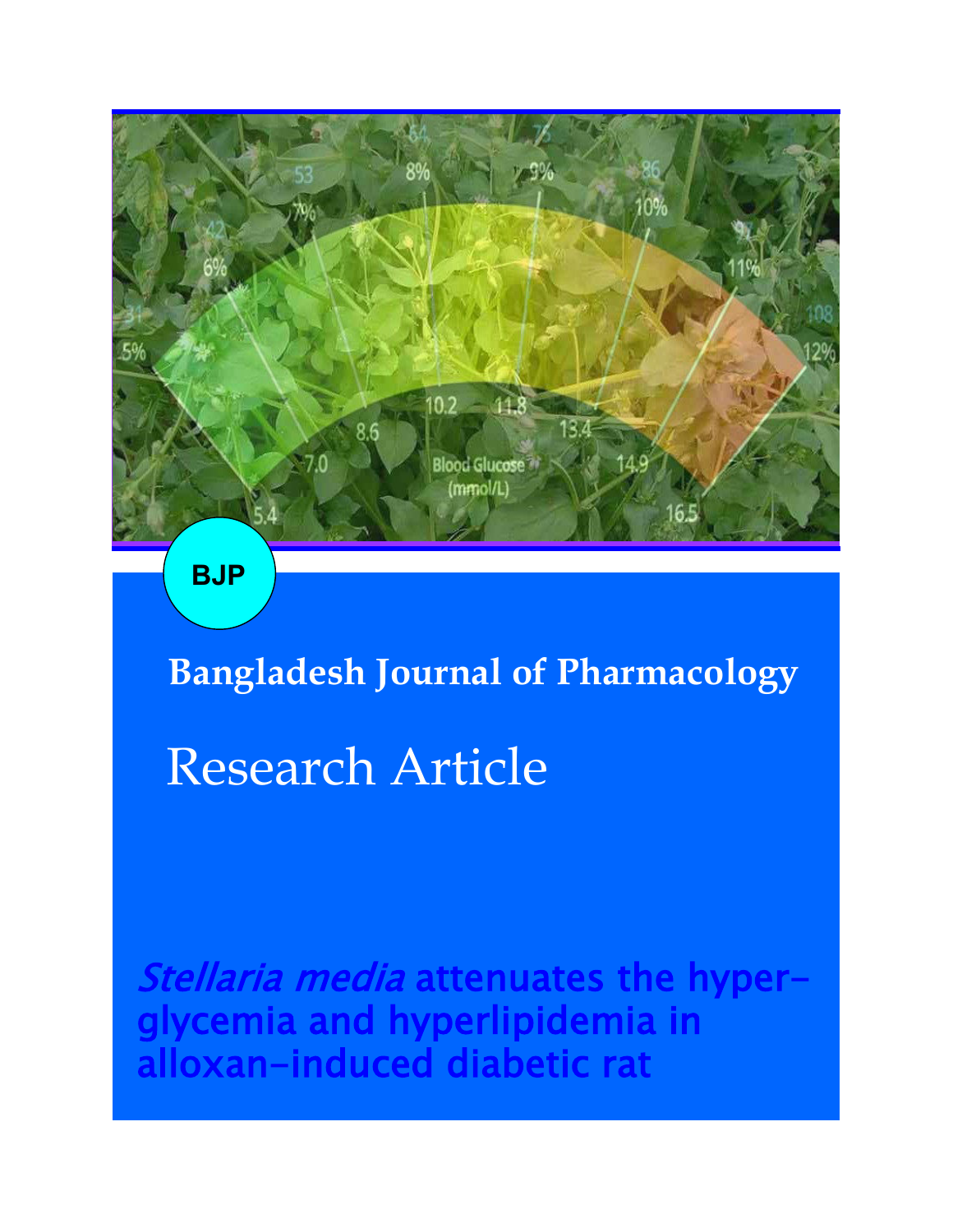BJP

**Bangladesh Journal of Pharmacology**

# Research Article

## *Stellaria media* attenuates the hyperglycemia and hyperlipidemia in alloxan-induced diabetic rat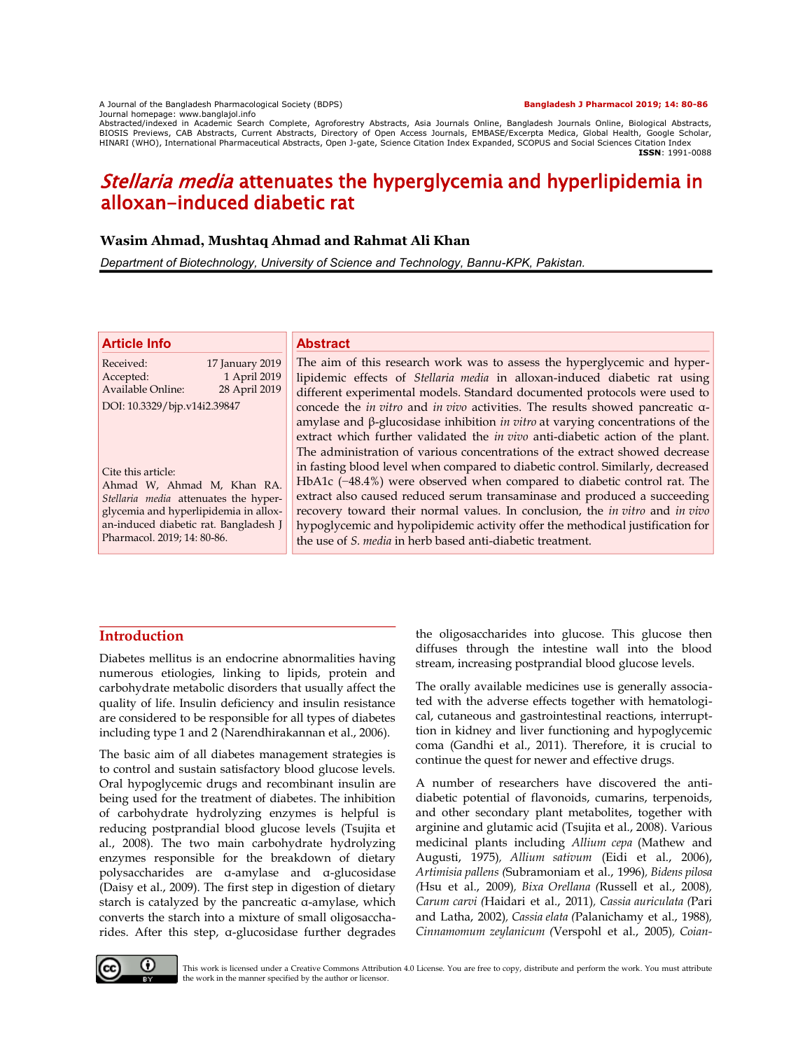# *Stellaria media* attenuates the hyperglycemia and hyperlipidemia in alloxan-induced diabetic rat

**Wasim Ahmad, Mushtaq Ahmad and Rahmat Ali Khan**

*Department of Biotechnology, University of Science and Technology, Bannu-KPK, Pakistan.*

## Article Info

Received: 17 January 2019
Accepted: 1 April 2019
Available Online: 28 April 2019

DOI: 10.3329/bjp.v14i2.39847

Cite this article:
Ahmad W, Ahmad M, Khan RA. *Stellaria media* attenuates the hyperglycemia and hyperlipidemia in alloxan-induced diabetic rat. Bangladesh J Pharmacol. 2019; 14: 80-86.

## Abstract

The aim of this research work was to assess the hyperglycemic and hyperlipidemic effects of *Stellaria media* in alloxan-induced diabetic rat using different experimental models. Standard documented protocols were used to concede the *in vitro* and *in vivo* activities. The results showed pancreatic α-amylase and β-glucosidase inhibition *in vitro* at varying concentrations of the extract which further validated the *in vivo* anti-diabetic action of the plant. The administration of various concentrations of the extract showed decrease in fasting blood level when compared to diabetic control. Similarly, decreased HbA1c (−48.4%) were observed when compared to diabetic control rat. The extract also caused reduced serum transaminase and produced a succeeding recovery toward their normal values. In conclusion, the *in vitro* and *in vivo* hypoglycemic and hypolipidemic activity offer the methodical justification for the use of *S. media* in herb based anti-diabetic treatment.

## Introduction

Diabetes mellitus is an endocrine abnormalities having numerous etiologies, linking to lipids, protein and carbohydrate metabolic disorders that usually affect the quality of life. Insulin deficiency and insulin resistance are considered to be responsible for all types of diabetes including type 1 and 2 (Narendhirakannan et al., 2006).

The basic aim of all diabetes management strategies is to control and sustain satisfactory blood glucose levels. Oral hypoglycemic drugs and recombinant insulin are being used for the treatment of diabetes. The inhibition of carbohydrate hydrolyzing enzymes is helpful is reducing postprandial blood glucose levels (Tsujita et al., 2008). The two main carbohydrate hydrolyzing enzymes responsible for the breakdown of dietary polysaccharides are α-amylase and α-glucosidase (Daisy et al., 2009). The first step in digestion of dietary starch is catalyzed by the pancreatic α-amylase, which converts the starch into a mixture of small oligosaccharides. After this step, α-glucosidase further degrades the oligosaccharides into glucose. This glucose then diffuses through the intestine wall into the blood stream, increasing postprandial blood glucose levels.

The orally available medicines use is generally associated with the adverse effects together with hematological, cutaneous and gastrointestinal reactions, interruption in kidney and liver functioning and hypoglycemic coma (Gandhi et al., 2011). Therefore, it is crucial to continue the quest for newer and effective drugs.

A number of researchers have discovered the anti-diabetic potential of flavonoids, cumarins, terpenoids, and other secondary plant metabolites, together with arginine and glutamic acid (Tsujita et al., 2008). Various medicinal plants including *Allium cepa* (Mathew and Augusti, 1975), *Allium sativum* (Eidi et al., 2006), *Artimisia pallens* (Subramoniam et al., 1996), *Bidens pilosa* (Hsu et al., 2009), *Bixa Orellana* (Russell et al., 2008), *Carum carvi* (Haidari et al., 2011), *Cassia auriculata* (Pari and Latha, 2002), *Cassia elata* (Palanichamy et al., 1988), *Cinnamomum zeylanicum* (Verspohl et al., 2005), *Coian-*

This work is licensed under a Creative Commons Attribution 4.0 License. You are free to copy, distribute and perform the work. You must attribute the work in the manner specified by the author or licensor.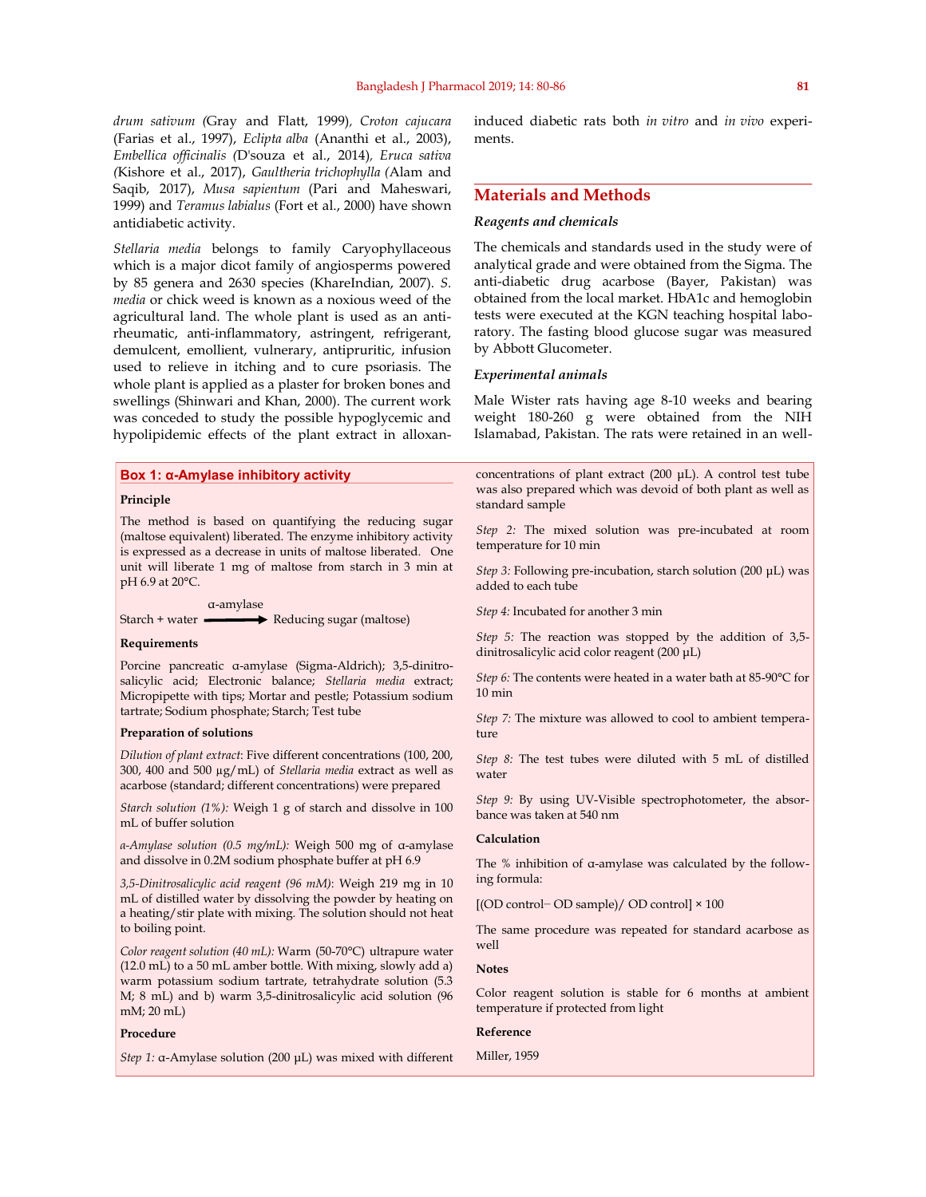*drum sativum (*Gray and Flatt, 1999)*, Croton cajucara* (Farias et al., 1997), *Eclipta alba* (Ananthi et al., 2003), *Embellica officinalis (*D'souza et al., 2014)*, Eruca sativa (*Kishore et al., 2017), *Gaultheria trichophylla (*Alam and Saqib, 2017), *Musa sapientum* (Pari and Maheswari, 1999) and *Teramus labialus* (Fort et al., 2000) have shown antidiabetic activity.

*Stellaria media* belongs to family Caryophyllaceous which is a major dicot family of angiosperms powered by 85 genera and 2630 species (KhareIndian, 2007). *S. media* or chick weed is known as a noxious weed of the agricultural land. The whole plant is used as an anti-rheumatic, anti-inflammatory, astringent, refrigerant, demulcent, emollient, vulnerary, antipruritic, infusion used to relieve in itching and to cure psoriasis. The whole plant is applied as a plaster for broken bones and swellings (Shinwari and Khan, 2000). The current work was conceded to study the possible hypoglycemic and hypolipidemic effects of the plant extract in alloxan-induced diabetic rats both *in vitro* and *in vivo* experiments.

## Materials and Methods

### *Reagents and chemicals*

The chemicals and standards used in the study were of analytical grade and were obtained from the Sigma. The anti-diabetic drug acarbose (Bayer, Pakistan) was obtained from the local market. HbA1c and hemoglobin tests were executed at the KGN teaching hospital laboratory. The fasting blood glucose sugar was measured by Abbott Glucometer.

### *Experimental animals*

Male Wister rats having age 8-10 weeks and bearing weight 180-260 g were obtained from the NIH Islamabad, Pakistan. The rats were retained in an well-

### Box 1: α-Amylase inhibitory activity

**Principle**

The method is based on quantifying the reducing sugar (maltose equivalent) liberated. The enzyme inhibitory activity is expressed as a decrease in units of maltose liberated. One unit will liberate 1 mg of maltose from starch in 3 min at pH 6.9 at 20°C.

$$\text{Starch + water} \xrightarrow{\alpha\text{-amylase}} \text{Reducing sugar (maltose)}$$

**Requirements**

Porcine pancreatic α-amylase (Sigma-Aldrich); 3,5-dinitrosalicylic acid; Electronic balance; *Stellaria media* extract; Micropipette with tips; Mortar and pestle; Potassium sodium tartrate; Sodium phosphate; Starch; Test tube

**Preparation of solutions**

*Dilution of plant extract*: Five different concentrations (100, 200, 300, 400 and 500 µg/mL) of *Stellaria media* extract as well as acarbose (standard; different concentrations) were prepared

*Starch solution (1%):* Weigh 1 g of starch and dissolve in 100 mL of buffer solution

*α-Amylase solution (0.5 mg/mL):* Weigh 500 mg of α-amylase and dissolve in 0.2M sodium phosphate buffer at pH 6.9

*3,5-Dinitrosalicylic acid reagent (96 mM)*: Weigh 219 mg in 10 mL of distilled water by dissolving the powder by heating on a heating/stir plate with mixing. The solution should not heat to boiling point.

*Color reagent solution (40 mL):* Warm (50-70°C) ultrapure water (12.0 mL) to a 50 mL amber bottle. With mixing, slowly add a) warm potassium sodium tartrate, tetrahydrate solution (5.3 M; 8 mL) and b) warm 3,5-dinitrosalicylic acid solution (96 mM; 20 mL)

**Procedure**

*Step 1:* α-Amylase solution (200 µL) was mixed with different concentrations of plant extract (200 µL). A control test tube was also prepared which was devoid of both plant as well as standard sample

*Step 2:* The mixed solution was pre-incubated at room temperature for 10 min

*Step 3:* Following pre-incubation, starch solution (200 µL) was added to each tube

*Step 4:* Incubated for another 3 min

*Step 5:* The reaction was stopped by the addition of 3,5-dinitrosalicylic acid color reagent (200 µL)

*Step 6:* The contents were heated in a water bath at 85-90°C for 10 min

*Step 7:* The mixture was allowed to cool to ambient temperature

*Step 8:* The test tubes were diluted with 5 mL of distilled water

*Step 9:* By using UV-Visible spectrophotometer, the absorbance was taken at 540 nm

**Calculation**

The % inhibition of α-amylase was calculated by the following formula:

$$[(\text{OD control} - \text{OD sample}) / \text{OD control}] \times 100$$

The same procedure was repeated for standard acarbose as well

**Notes**

Color reagent solution is stable for 6 months at ambient temperature if protected from light

**Reference**

Miller, 1959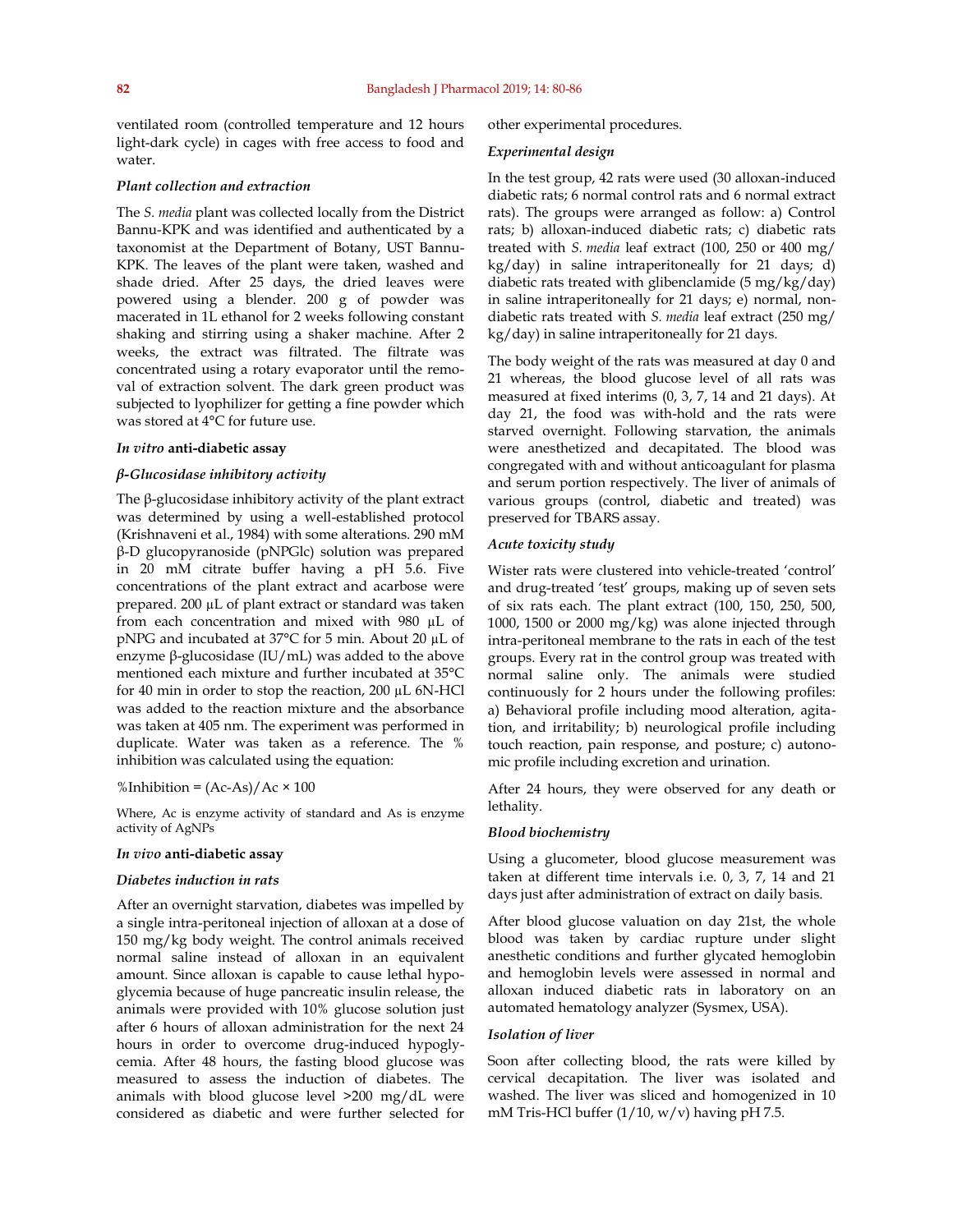ventilated room (controlled temperature and 12 hours light-dark cycle) in cages with free access to food and water.

### *Plant collection and extraction*

The *S. media* plant was collected locally from the District Bannu-KPK and was identified and authenticated by a taxonomist at the Department of Botany, UST Bannu-KPK. The leaves of the plant were taken, washed and shade dried. After 25 days, the dried leaves were powered using a blender. 200 g of powder was macerated in 1L ethanol for 2 weeks following constant shaking and stirring using a shaker machine. After 2 weeks, the extract was filtrated. The filtrate was concentrated using a rotary evaporator until the removal of extraction solvent. The dark green product was subjected to lyophilizer for getting a fine powder which was stored at 4°C for future use.

### *In vitro* anti-diabetic assay

### *β-Glucosidase inhibitory activity*

The β-glucosidase inhibitory activity of the plant extract was determined by using a well-established protocol (Krishnaveni et al., 1984) with some alterations. 290 mM β-D glucopyranoside (pNPGlc) solution was prepared in 20 mM citrate buffer having a pH 5.6. Five concentrations of the plant extract and acarbose were prepared. 200 µL of plant extract or standard was taken from each concentration and mixed with 980 µL of pNPG and incubated at 37°C for 5 min. About 20 µL of enzyme β-glucosidase (IU/mL) was added to the above mentioned each mixture and further incubated at 35°C for 40 min in order to stop the reaction, 200 µL 6N-HCl was added to the reaction mixture and the absorbance was taken at 405 nm. The experiment was performed in duplicate. Water was taken as a reference. The % inhibition was calculated using the equation:

$$\%\text{Inhibition} = (Ac - As)/Ac \times 100$$

Where, Ac is enzyme activity of standard and As is enzyme activity of AgNPs

### *In vivo* anti-diabetic assay

### *Diabetes induction in rats*

After an overnight starvation, diabetes was impelled by a single intra-peritoneal injection of alloxan at a dose of 150 mg/kg body weight. The control animals received normal saline instead of alloxan in an equivalent amount. Since alloxan is capable to cause lethal hypoglycemia because of huge pancreatic insulin release, the animals were provided with 10% glucose solution just after 6 hours of alloxan administration for the next 24 hours in order to overcome drug-induced hypoglycemia. After 48 hours, the fasting blood glucose was measured to assess the induction of diabetes. The animals with blood glucose level >200 mg/dL were considered as diabetic and were further selected for other experimental procedures.

### *Experimental design*

In the test group, 42 rats were used (30 alloxan-induced diabetic rats; 6 normal control rats and 6 normal extract rats). The groups were arranged as follow: a) Control rats; b) alloxan-induced diabetic rats; c) diabetic rats treated with *S. media* leaf extract (100, 250 or 400 mg/kg/day) in saline intraperitoneally for 21 days; d) diabetic rats treated with glibenclamide (5 mg/kg/day) in saline intraperitoneally for 21 days; e) normal, non-diabetic rats treated with *S. media* leaf extract (250 mg/kg/day) in saline intraperitoneally for 21 days.

The body weight of the rats was measured at day 0 and 21 whereas, the blood glucose level of all rats was measured at fixed interims (0, 3, 7, 14 and 21 days). At day 21, the food was with-hold and the rats were starved overnight. Following starvation, the animals were anesthetized and decapitated. The blood was congregated with and without anticoagulant for plasma and serum portion respectively. The liver of animals of various groups (control, diabetic and treated) was preserved for TBARS assay.

### *Acute toxicity study*

Wister rats were clustered into vehicle-treated 'control' and drug-treated 'test' groups, making up of seven sets of six rats each. The plant extract (100, 150, 250, 500, 1000, 1500 or 2000 mg/kg) was alone injected through intra-peritoneal membrane to the rats in each of the test groups. Every rat in the control group was treated with normal saline only. The animals were studied continuously for 2 hours under the following profiles: a) Behavioral profile including mood alteration, agitation, and irritability; b) neurological profile including touch reaction, pain response, and posture; c) autonomic profile including excretion and urination.

After 24 hours, they were observed for any death or lethality.

### *Blood biochemistry*

Using a glucometer, blood glucose measurement was taken at different time intervals i.e. 0, 3, 7, 14 and 21 days just after administration of extract on daily basis.

After blood glucose valuation on day 21st, the whole blood was taken by cardiac rupture under slight anesthetic conditions and further glycated hemoglobin and hemoglobin levels were assessed in normal and alloxan induced diabetic rats in laboratory on an automated hematology analyzer (Sysmex, USA).

### *Isolation of liver*

Soon after collecting blood, the rats were killed by cervical decapitation. The liver was isolated and washed. The liver was sliced and homogenized in 10 mM Tris-HCl buffer (1/10, w/v) having pH 7.5.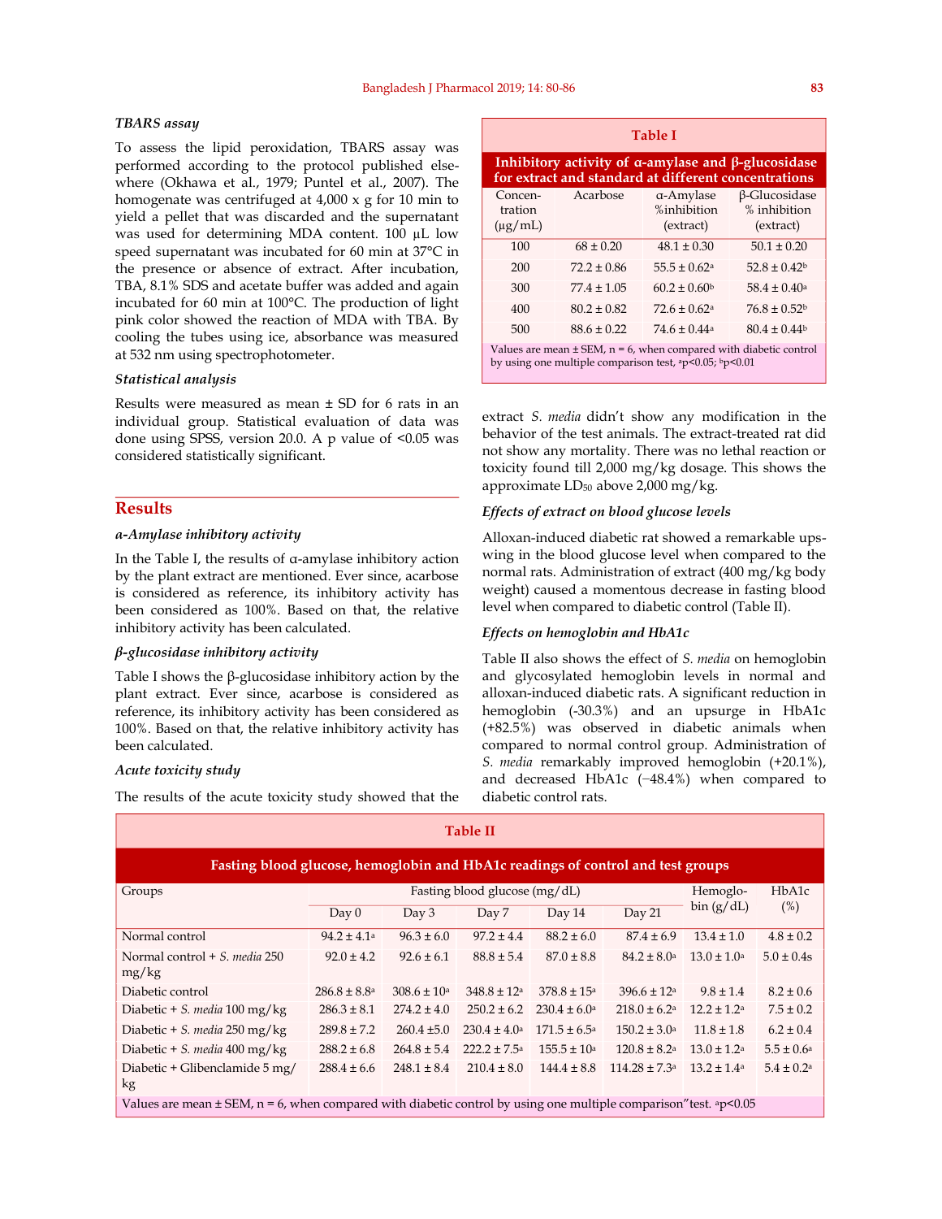### TBARS assay

To assess the lipid peroxidation, TBARS assay was performed according to the protocol published elsewhere (Okhawa et al., 1979; Puntel et al., 2007). The homogenate was centrifuged at 4,000 x g for 10 min to yield a pellet that was discarded and the supernatant was used for determining MDA content. 100 µL low speed supernatant was incubated for 60 min at 37°C in the presence or absence of extract. After incubation, TBA, 8.1% SDS and acetate buffer was added and again incubated for 60 min at 100°C. The production of light pink color showed the reaction of MDA with TBA. By cooling the tubes using ice, absorbance was measured at 532 nm using spectrophotometer.

### Statistical analysis

Results were measured as mean ± SD for 6 rats in an individual group. Statistical evaluation of data was done using SPSS, version 20.0. A p value of <0.05 was considered statistically significant.

## Results

### α-Amylase inhibitory activity

In the Table I, the results of α-amylase inhibitory action by the plant extract are mentioned. Ever since, acarbose is considered as reference, its inhibitory activity has been considered as 100%. Based on that, the relative inhibitory activity has been calculated.

### β-glucosidase inhibitory activity

Table I shows the β-glucosidase inhibitory action by the plant extract. Ever since, acarbose is considered as reference, its inhibitory activity has been considered as 100%. Based on that, the relative inhibitory activity has been calculated.

### Acute toxicity study

The results of the acute toxicity study showed that the extract *S. media* didn't show any modification in the behavior of the test animals. The extract-treated rat did not show any mortality. There was no lethal reaction or toxicity found till 2,000 mg/kg dosage. This shows the approximate $LD_{50}$ above 2,000 mg/kg.

**Table I**

**Inhibitory activity of α-amylase and β-glucosidase for extract and standard at different concentrations**

| Concentration (µg/mL) | Acarbose | α-Amylase %inhibition (extract) | β-Glucosidase % inhibition (extract) |
|---|---|---|---|
| 100 | 68 ± 0.20 | 48.1 ± 0.30 | 50.1 ± 0.20 |
| 200 | 72.2 ± 0.86 | 55.5 ± 0.62[a] | 52.8 ± 0.42[b] |
| 300 | 77.4 ± 1.05 | 60.2 ± 0.60[b] | 58.4 ± 0.40[a] |
| 400 | 80.2 ± 0.82 | 72.6 ± 0.62[a] | 76.8 ± 0.52[b] |
| 500 | 88.6 ± 0.22 | 74.6 ± 0.44[a] | 80.4 ± 0.44[b] |

Values are mean ± SEM, n = 6, when compared with diabetic control by using one multiple comparison test, [a]p<0.05; [b]p<0.01

### Effects of extract on blood glucose levels

Alloxan-induced diabetic rat showed a remarkable upswing in the blood glucose level when compared to the normal rats. Administration of extract (400 mg/kg body weight) caused a momentous decrease in fasting blood level when compared to diabetic control (Table II).

### Effects on hemoglobin and HbA1c

Table II also shows the effect of *S. media* on hemoglobin and glycosylated hemoglobin levels in normal and alloxan-induced diabetic rats. A significant reduction in hemoglobin (-30.3%) and an upsurge in HbA1c (+82.5%) was observed in diabetic animals when compared to normal control group. Administration of *S. media* remarkably improved hemoglobin (+20.1%), and decreased HbA1c (−48.4%) when compared to diabetic control rats.

**Table II**

**Fasting blood glucose, hemoglobin and HbA1c readings of control and test groups**

| Groups | Fasting blood glucose (mg/dL) | | | | | Hemoglobin (g/dL) | HbA1c (%) |
|---|---|---|---|---|---|---|---|
| | Day 0 | Day 3 | Day 7 | Day 14 | Day 21 | | |
| Normal control | 94.2 ± 4.1[a] | 96.3 ± 6.0 | 97.2 ± 4.4 | 88.2 ± 6.0 | 87.4 ± 6.9 | 13.4 ± 1.0 | 4.8 ± 0.2 |
| Normal control + *S. media* 250 mg/kg | 92.0 ± 4.2 | 92.6 ± 6.1 | 88.8 ± 5.4 | 87.0 ± 8.8 | 84.2 ± 8.0[a] | 13.0 ± 1.0[a] | 5.0 ± 0.4s |
| Diabetic control | 286.8 ± 8.8[a] | 308.6 ± 10[a] | 348.8 ± 12[a] | 378.8 ± 15[a] | 396.6 ± 12[a] | 9.8 ± 1.4 | 8.2 ± 0.6 |
| Diabetic + *S. media* 100 mg/kg | 286.3 ± 8.1 | 274.2 ± 4.0 | 250.2 ± 6.2 | 230.4 ± 6.0[a] | 218.0 ± 6.2[a] | 12.2 ± 1.2[a] | 7.5 ± 0.2 |
| Diabetic + *S. media* 250 mg/kg | 289.8 ± 7.2 | 260.4 ±5.0 | 230.4 ± 4.0[a] | 171.5 ± 6.5[a] | 150.2 ± 3.0[a] | 11.8 ± 1.8 | 6.2 ± 0.4 |
| Diabetic + *S. media* 400 mg/kg | 288.2 ± 6.8 | 264.8 ± 5.4 | 222.2 ± 7.5[a] | 155.5 ± 10[a] | 120.8 ± 8.2[a] | 13.0 ± 1.2[a] | 5.5 ± 0.6[a] |
| Diabetic + Glibenclamide 5 mg/kg | 288.4 ± 6.6 | 248.1 ± 8.4 | 210.4 ± 8.0 | 144.4 ± 8.8 | 114.28 ± 7.3[a] | 13.2 ± 1.4[a] | 5.4 ± 0.2[a] |

Values are mean ± SEM, n = 6, when compared with diabetic control by using one multiple comparison" test. [a]p<0.05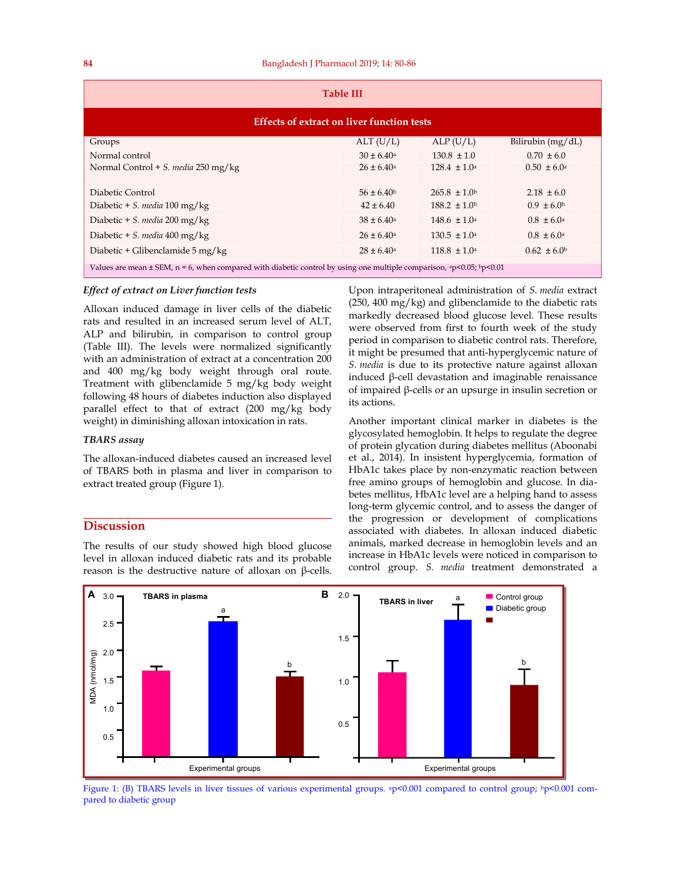**Table III**

**Effects of extract on liver function tests**

| Groups | ALT (U/L) | ALP (U/L) | Bilirubin (mg/dL) |
|---|---|---|---|
| Normal control | $30 \pm 6.40^a$ | $130.8 \pm 1.0$ | $0.70 \pm 6.0$ |
| Normal Control + *S. media* 250 mg/kg | $26 \pm 6.40^a$ | $128.4 \pm 1.0^a$ | $0.50 \pm 6.0^a$ |
| Diabetic Control | $56 \pm 6.40^b$ | $265.8 \pm 1.0^b$ | $2.18 \pm 6.0$ |
| Diabetic + *S. media* 100 mg/kg | $42 \pm 6.40$ | $188.2 \pm 1.0^b$ | $0.9 \pm 6.0^b$ |
| Diabetic + *S. media* 200 mg/kg | $38 \pm 6.40^a$ | $148.6 \pm 1.0^a$ | $0.8 \pm 6.0^a$ |
| Diabetic + *S. media* 400 mg/kg | $26 \pm 6.40^a$ | $130.5 \pm 1.0^a$ | $0.8 \pm 6.0^a$ |
| Diabetic + Glibenclamide 5 mg/kg | $28 \pm 6.40^a$ | $118.8 \pm 1.0^a$ | $0.62 \pm 6.0^b$ |

Values are mean ± SEM, n = 6, when compared with diabetic control by using one multiple comparison, $^a p<0.05$; $^b p<0.01$

### *Effect of extract on Liver function tests*

Alloxan induced damage in liver cells of the diabetic rats and resulted in an increased serum level of ALT, ALP and bilirubin, in comparison to control group (Table III). The levels were normalized significantly with an administration of extract at a concentration 200 and 400 mg/kg body weight through oral route. Treatment with glibenclamide 5 mg/kg body weight following 48 hours of diabetes induction also displayed parallel effect to that of extract (200 mg/kg body weight) in diminishing alloxan intoxication in rats.

### *TBARS assay*

The alloxan-induced diabetes caused an increased level of TBARS both in plasma and liver in comparison to extract treated group (Figure 1).

## Discussion

The results of our study showed high blood glucose level in alloxan induced diabetic rats and its probable reason is the destructive nature of alloxan on β-cells. Upon intraperitoneal administration of *S. media* extract (250, 400 mg/kg) and glibenclamide to the diabetic rats markedly decreased blood glucose level. These results were observed from first to fourth week of the study period in comparison to diabetic control rats. Therefore, it might be presumed that anti-hyperglycemic nature of *S. media* is due to its protective nature against alloxan induced β-cell devastation and imaginable renaissance of impaired β-cells or an upsurge in insulin secretion or its actions.

Another important clinical marker in diabetes is the glycosylated hemoglobin. It helps to regulate the degree of protein glycation during diabetes mellitus (Aboonabi et al., 2014). In insistent hyperglycemia, formation of HbA1c takes place by non-enzymatic reaction between free amino groups of hemoglobin and glucose. In diabetes mellitus, HbA1c level are a helping hand to assess long-term glycemic control, and to assess the danger of the progression or development of complications associated with diabetes. In alloxan induced diabetic animals, marked decrease in hemoglobin levels and an increase in HbA1c levels were noticed in comparison to control group. *S. media* treatment demonstrated a

Figure 1: (B) TBARS levels in liver tissues of various experimental groups. $^a p<0.001$ compared to control group; $^b p<0.001$ compared to diabetic group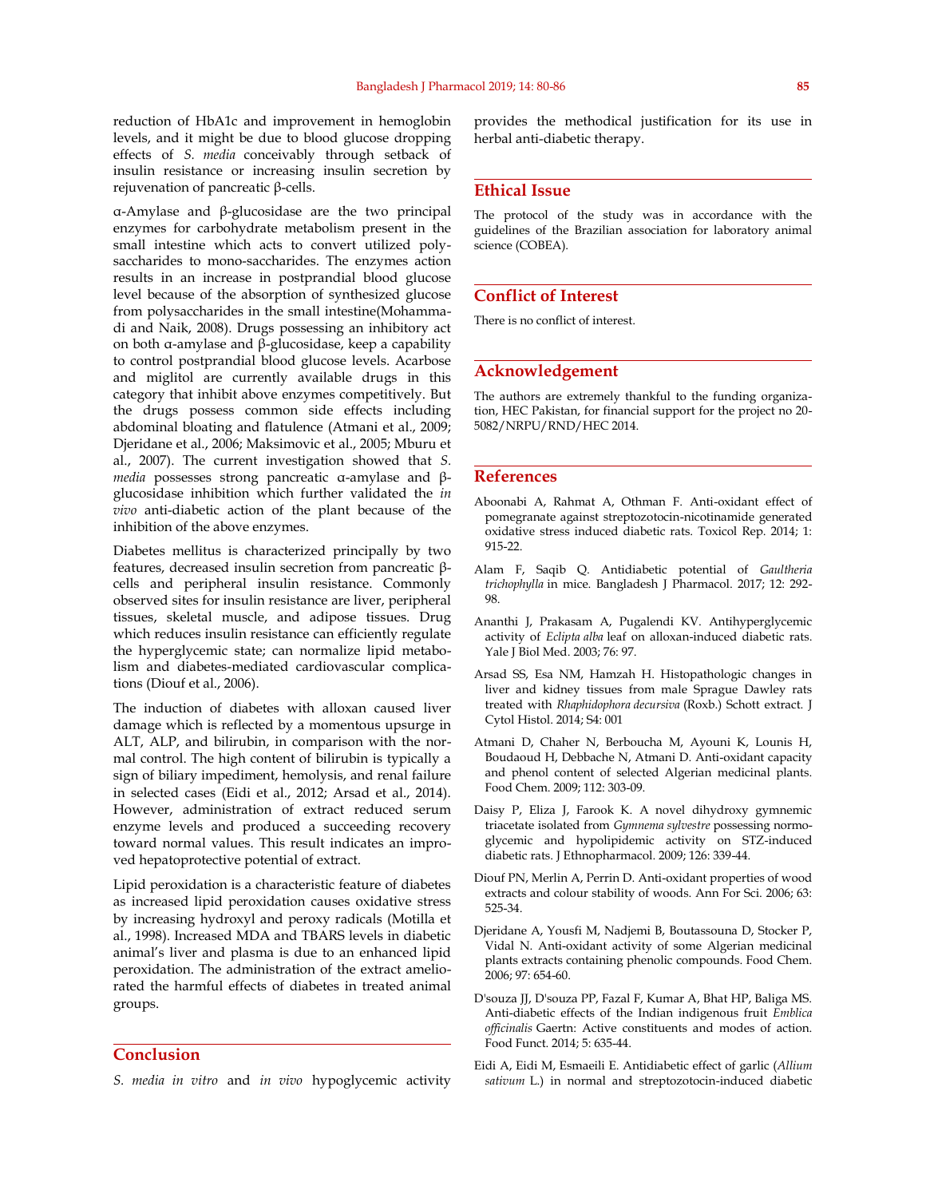reduction of HbA1c and improvement in hemoglobin levels, and it might be due to blood glucose dropping effects of *S. media* conceivably through setback of insulin resistance or increasing insulin secretion by rejuvenation of pancreatic β-cells.

α-Amylase and β-glucosidase are the two principal enzymes for carbohydrate metabolism present in the small intestine which acts to convert utilized polysaccharides to mono-saccharides. The enzymes action results in an increase in postprandial blood glucose level because of the absorption of synthesized glucose from polysaccharides in the small intestine(Mohammadi and Naik, 2008). Drugs possessing an inhibitory act on both α-amylase and β-glucosidase, keep a capability to control postprandial blood glucose levels. Acarbose and miglitol are currently available drugs in this category that inhibit above enzymes competitively. But the drugs possess common side effects including abdominal bloating and flatulence (Atmani et al., 2009; Djeridane et al., 2006; Maksimovic et al., 2005; Mburu et al., 2007). The current investigation showed that *S. media* possesses strong pancreatic α-amylase and β-glucosidase inhibition which further validated the *in vivo* anti-diabetic action of the plant because of the inhibition of the above enzymes.

Diabetes mellitus is characterized principally by two features, decreased insulin secretion from pancreatic β-cells and peripheral insulin resistance. Commonly observed sites for insulin resistance are liver, peripheral tissues, skeletal muscle, and adipose tissues. Drug which reduces insulin resistance can efficiently regulate the hyperglycemic state; can normalize lipid metabolism and diabetes-mediated cardiovascular complications (Diouf et al., 2006).

The induction of diabetes with alloxan caused liver damage which is reflected by a momentous upsurge in ALT, ALP, and bilirubin, in comparison with the normal control. The high content of bilirubin is typically a sign of biliary impediment, hemolysis, and renal failure in selected cases (Eidi et al., 2012; Arsad et al., 2014). However, administration of extract reduced serum enzyme levels and produced a succeeding recovery toward normal values. This result indicates an improved hepatoprotective potential of extract.

Lipid peroxidation is a characteristic feature of diabetes as increased lipid peroxidation causes oxidative stress by increasing hydroxyl and peroxy radicals (Motilla et al., 1998). Increased MDA and TBARS levels in diabetic animal's liver and plasma is due to an enhanced lipid peroxidation. The administration of the extract ameliorated the harmful effects of diabetes in treated animal groups.

## Conclusion

*S. media in vitro* and *in vivo* hypoglycemic activity provides the methodical justification for its use in herbal anti-diabetic therapy.

## Ethical Issue

The protocol of the study was in accordance with the guidelines of the Brazilian association for laboratory animal science (COBEA).

## Conflict of Interest

There is no conflict of interest.

## Acknowledgement

The authors are extremely thankful to the funding organization, HEC Pakistan, for financial support for the project no 20-5082/NRPU/RND/HEC 2014.

## References

Aboonabi A, Rahmat A, Othman F. Anti-oxidant effect of pomegranate against streptozotocin-nicotinamide generated oxidative stress induced diabetic rats. Toxicol Rep. 2014; 1: 915-22.

Alam F, Saqib Q. Antidiabetic potential of *Gaultheria trichophylla* in mice. Bangladesh J Pharmacol. 2017; 12: 292-98.

Ananthi J, Prakasam A, Pugalendi KV. Antihyperglycemic activity of *Eclipta alba* leaf on alloxan-induced diabetic rats. Yale J Biol Med. 2003; 76: 97.

Arsad SS, Esa NM, Hamzah H. Histopathologic changes in liver and kidney tissues from male Sprague Dawley rats treated with *Rhaphidophora decursiva* (Roxb.) Schott extract. J Cytol Histol. 2014; S4: 001

Atmani D, Chaher N, Berboucha M, Ayouni K, Lounis H, Boudaoud H, Debbache N, Atmani D. Anti-oxidant capacity and phenol content of selected Algerian medicinal plants. Food Chem. 2009; 112: 303-09.

Daisy P, Eliza J, Farook K. A novel dihydroxy gymnemic triacetate isolated from *Gymnema sylvestre* possessing normoglycemic and hypolipidemic activity on STZ-induced diabetic rats. J Ethnopharmacol. 2009; 126: 339-44.

Diouf PN, Merlin A, Perrin D. Anti-oxidant properties of wood extracts and colour stability of woods. Ann For Sci. 2006; 63: 525-34.

Djeridane A, Yousfi M, Nadjemi B, Boutassouna D, Stocker P, Vidal N. Anti-oxidant activity of some Algerian medicinal plants extracts containing phenolic compounds. Food Chem. 2006; 97: 654-60.

D'souza JJ, D'souza PP, Fazal F, Kumar A, Bhat HP, Baliga MS. Anti-diabetic effects of the Indian indigenous fruit *Emblica officinalis* Gaertn: Active constituents and modes of action. Food Funct. 2014; 5: 635-44.

Eidi A, Eidi M, Esmaeili E. Antidiabetic effect of garlic (*Allium sativum* L.) in normal and streptozotocin-induced diabetic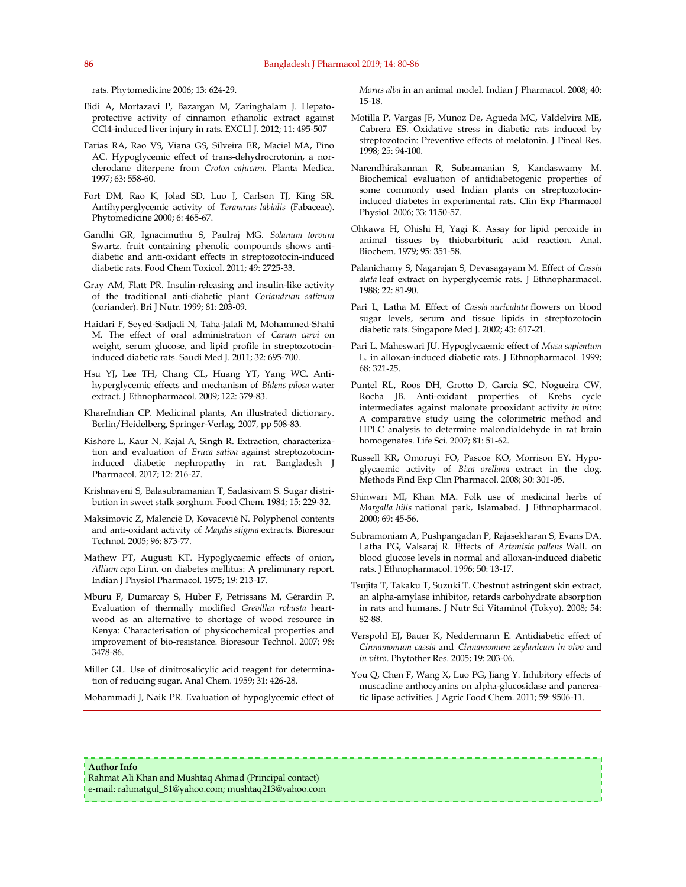rats. Phytomedicine 2006; 13: 624-29.

Eidi A, Mortazavi P, Bazargan M, Zaringhalam J. Hepatoprotective activity of cinnamon ethanolic extract against CCl4-induced liver injury in rats. EXCLI J. 2012; 11: 495-507

Farias RA, Rao VS, Viana GS, Silveira ER, Maciel MA, Pino AC. Hypoglycemic effect of trans-dehydrocrotonin, a norclerodane diterpene from *Croton cajucara*. Planta Medica. 1997; 63: 558-60.

Fort DM, Rao K, Jolad SD, Luo J, Carlson TJ, King SR. Antihyperglycemic activity of *Teramnus labialis* (Fabaceae). Phytomedicine 2000; 6: 465-67.

Gandhi GR, Ignacimuthu S, Paulraj MG. *Solanum torvum* Swartz. fruit containing phenolic compounds shows antidiabetic and anti-oxidant effects in streptozotocin-induced diabetic rats. Food Chem Toxicol. 2011; 49: 2725-33.

Gray AM, Flatt PR. Insulin-releasing and insulin-like activity of the traditional anti-diabetic plant *Coriandrum sativum* (coriander). Bri J Nutr. 1999; 81: 203-09.

Haidari F, Seyed-Sadjadi N, Taha-Jalali M, Mohammed-Shahi M. The effect of oral administration of *Carum carvi* on weight, serum glucose, and lipid profile in streptozotocin-induced diabetic rats. Saudi Med J. 2011; 32: 695-700.

Hsu YJ, Lee TH, Chang CL, Huang YT, Yang WC. Anti-hyperglycemic effects and mechanism of *Bidens pilosa* water extract. J Ethnopharmacol. 2009; 122: 379-83.

KhareIndian CP. Medicinal plants, An illustrated dictionary. Berlin/Heidelberg, Springer-Verlag, 2007, pp 508-83.

Kishore L, Kaur N, Kajal A, Singh R. Extraction, characterization and evaluation of *Eruca sativa* against streptozotocin-induced diabetic nephropathy in rat. Bangladesh J Pharmacol. 2017; 12: 216-27.

Krishnaveni S, Balasubramanian T, Sadasivam S. Sugar distribution in sweet stalk sorghum. Food Chem. 1984; 15: 229-32.

Maksimovic Z, Malencié D, Kovacevié N. Polyphenol contents and anti-oxidant activity of *Maydis stigma* extracts. Bioresour Technol. 2005; 96: 873-77.

Mathew PT, Augusti KT. Hypoglycaemic effects of onion, *Allium cepa* Linn. on diabetes mellitus: A preliminary report. Indian J Physiol Pharmacol. 1975; 19: 213-17.

Mburu F, Dumarcay S, Huber F, Petrissans M, Gérardin P. Evaluation of thermally modified *Grevillea robusta* heartwood as an alternative to shortage of wood resource in Kenya: Characterisation of physicochemical properties and improvement of bio-resistance. Bioresour Technol. 2007; 98: 3478-86.

Miller GL. Use of dinitrosalicylic acid reagent for determination of reducing sugar. Anal Chem. 1959; 31: 426-28.

Mohammadi J, Naik PR. Evaluation of hypoglycemic effect of *Morus alba* in an animal model. Indian J Pharmacol. 2008; 40: 15-18.

Motilla P, Vargas JF, Munoz De, Agueda MC, Valdelvira ME, Cabrera ES. Oxidative stress in diabetic rats induced by streptozotocin: Preventive effects of melatonin. J Pineal Res. 1998; 25: 94-100.

Narendhirakannan R, Subramanian S, Kandaswamy M. Biochemical evaluation of antidiabetogenic properties of some commonly used Indian plants on streptozotocin-induced diabetes in experimental rats. Clin Exp Pharmacol Physiol. 2006; 33: 1150-57.

Ohkawa H, Ohishi H, Yagi K. Assay for lipid peroxide in animal tissues by thiobarbituric acid reaction. Anal. Biochem. 1979; 95: 351-58.

Palanichamy S, Nagarajan S, Devasagayam M. Effect of *Cassia alata* leaf extract on hyperglycemic rats. J Ethnopharmacol. 1988; 22: 81-90.

Pari L, Latha M. Effect of *Cassia auriculata* flowers on blood sugar levels, serum and tissue lipids in streptozotocin diabetic rats. Singapore Med J. 2002; 43: 617-21.

Pari L, Maheswari JU. Hypoglycaemic effect of *Musa sapientum* L. in alloxan-induced diabetic rats. J Ethnopharmacol. 1999; 68: 321-25.

Puntel RL, Roos DH, Grotto D, Garcia SC, Nogueira CW, Rocha JB. Anti-oxidant properties of Krebs cycle intermediates against malonate prooxidant activity *in vitro*: A comparative study using the colorimetric method and HPLC analysis to determine malondialdehyde in rat brain homogenates. Life Sci. 2007; 81: 51-62.

Russell KR, Omoruyi FO, Pascoe KO, Morrison EY. Hypoglycaemic activity of *Bixa orellana* extract in the dog. Methods Find Exp Clin Pharmacol. 2008; 30: 301-05.

Shinwari MI, Khan MA. Folk use of medicinal herbs of *Margalla hills* national park, Islamabad. J Ethnopharmacol. 2000; 69: 45-56.

Subramoniam A, Pushpangadan P, Rajasekharan S, Evans DA, Latha PG, Valsaraj R. Effects of *Artemisia pallens* Wall. on blood glucose levels in normal and alloxan-induced diabetic rats. J Ethnopharmacol. 1996; 50: 13-17.

Tsujita T, Takaku T, Suzuki T. Chestnut astringent skin extract, an alpha-amylase inhibitor, retards carbohydrate absorption in rats and humans. J Nutr Sci Vitaminol (Tokyo). 2008; 54: 82-88.

Verspohl EJ, Bauer K, Neddermann E. Antidiabetic effect of *Cinnamomum cassia* and *Cinnamomum zeylanicum in vivo* and *in vitro*. Phytother Res. 2005; 19: 203-06.

You Q, Chen F, Wang X, Luo PG, Jiang Y. Inhibitory effects of muscadine anthocyanins on alpha-glucosidase and pancreatic lipase activities. J Agric Food Chem. 2011; 59: 9506-11.

**Author Info**
Rahmat Ali Khan and Mushtaq Ahmad (Principal contact)
e-mail: rahmatgul_81@yahoo.com; mushtaq213@yahoo.com